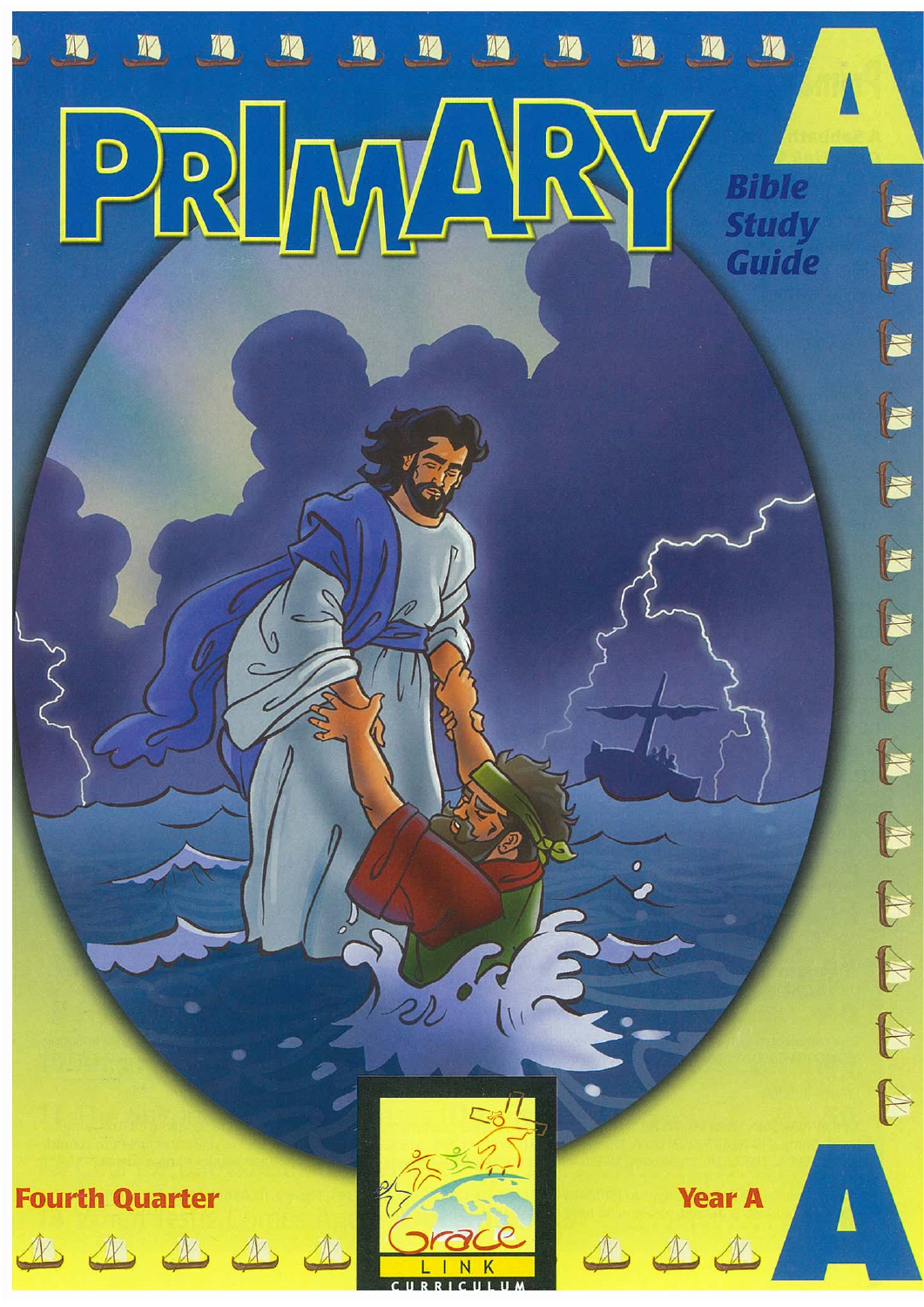# PRIMARY

A

**Bible Study Guide**

Fourth Quarter

Grace LINK CURRICULUM

Year A

A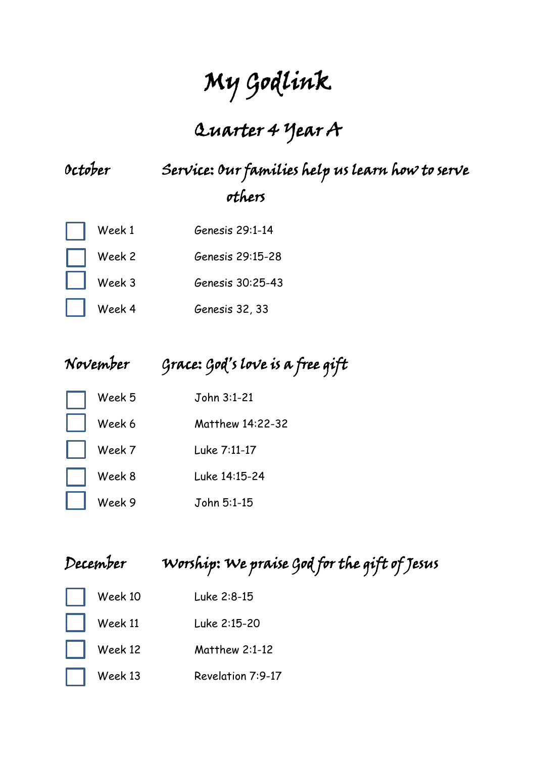# My Godlink

## Quarter 4 Year A

### October — Service: Our families help us learn how to serve others

- [ ] Week 1 — Genesis 29:1-14
- [ ] Week 2 — Genesis 29:15-28
- [ ] Week 3 — Genesis 30:25-43
- [ ] Week 4 — Genesis 32, 33

### November — Grace: God's love is a free gift

- [ ] Week 5 — John 3:1-21
- [ ] Week 6 — Matthew 14:22-32
- [ ] Week 7 — Luke 7:11-17
- [ ] Week 8 — Luke 14:15-24
- [ ] Week 9 — John 5:1-15

### December — Worship: We praise God for the gift of Jesus

- [ ] Week 10 — Luke 2:8-15
- [ ] Week 11 — Luke 2:15-20
- [ ] Week 12 — Matthew 2:1-12
- [ ] Week 13 — Revelation 7:9-17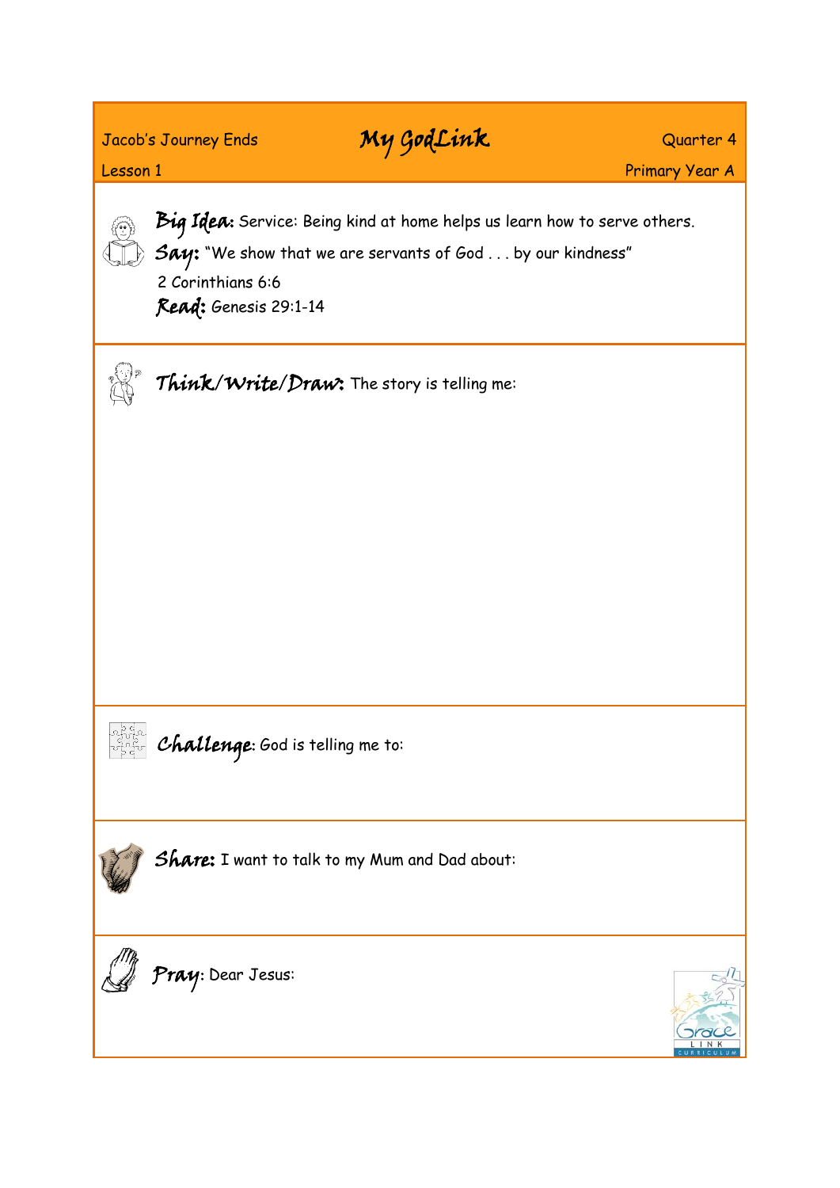Jacob's Journey Ends

Lesson 1

# My GodLink

Quarter 4

Primary Year A

**Big Idea:** Service: Being kind at home helps us learn how to serve others.

**Say:** "We show that we are servants of God . . . by our kindness"

2 Corinthians 6:6

**Read:** Genesis 29:1-14

**Think/Write/Draw:** The story is telling me:

**Challenge**: God is telling me to:

**Share:** I want to talk to my Mum and Dad about:

**Pray**: Dear Jesus: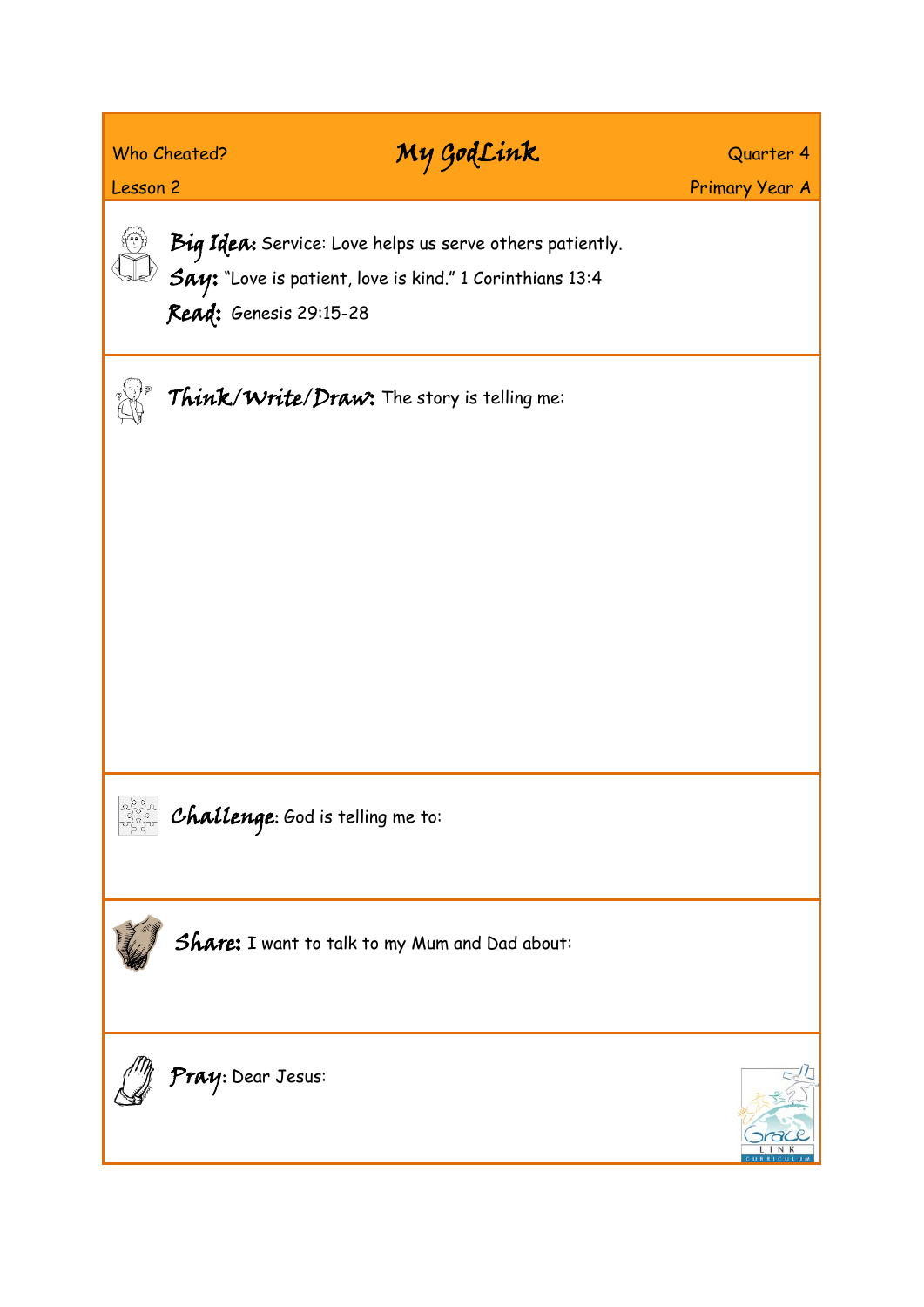Who Cheated?

# My GodLink

Quarter 4

Lesson 2

Primary Year A

**Big Idea:** Service: Love helps us serve others patiently.

**Say:** "Love is patient, love is kind." 1 Corinthians 13:4

**Read:** Genesis 29:15-28

**Think/Write/Draw:** The story is telling me:

**Challenge**: God is telling me to:

**Share:** I want to talk to my Mum and Dad about:

**Pray**: Dear Jesus: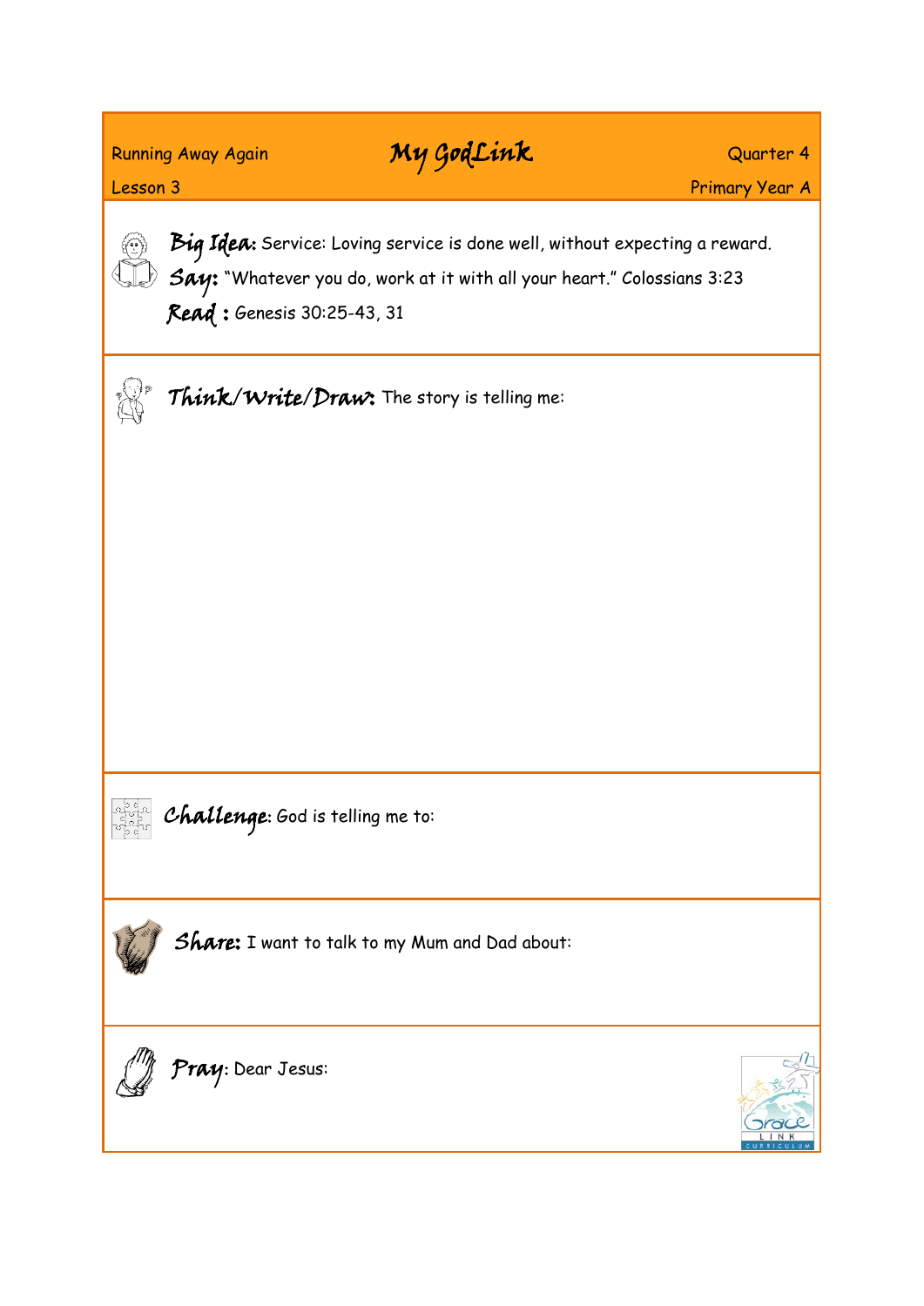Running Away Again

Lesson 3

# My GodLink

Quarter 4

Primary Year A

**Big Idea:** Service: Loving service is done well, without expecting a reward.

**Say:** "Whatever you do, work at it with all your heart." Colossians 3:23

**Read :** Genesis 30:25-43, 31

**Think/Write/Draw:** The story is telling me:

**Challenge:** God is telling me to:

**Share:** I want to talk to my Mum and Dad about:

**Pray:** Dear Jesus: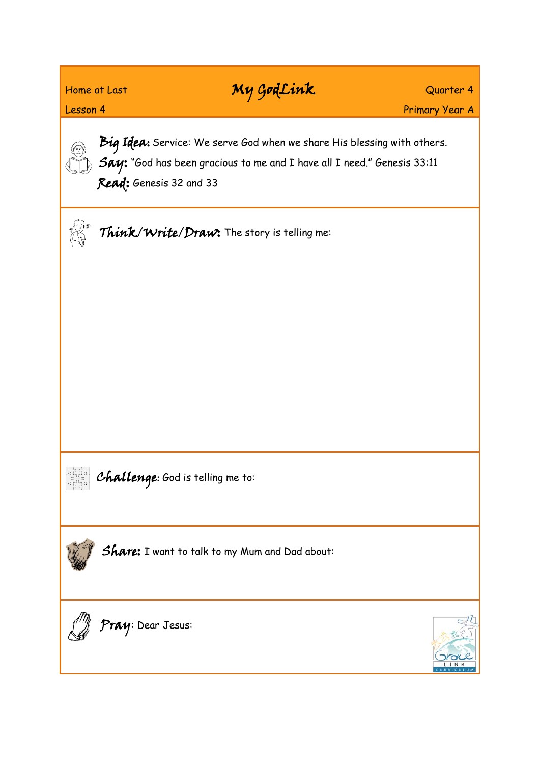Home at Last

Lesson 4

# My GodLink

Quarter 4

Primary Year A

**Big Idea:** Service: We serve God when we share His blessing with others.

**Say:** "God has been gracious to me and I have all I need." Genesis 33:11

**Read:** Genesis 32 and 33

**Think/Write/Draw:** The story is telling me:

**Challenge:** God is telling me to:

**Share:** I want to talk to my Mum and Dad about:

**Pray:** Dear Jesus: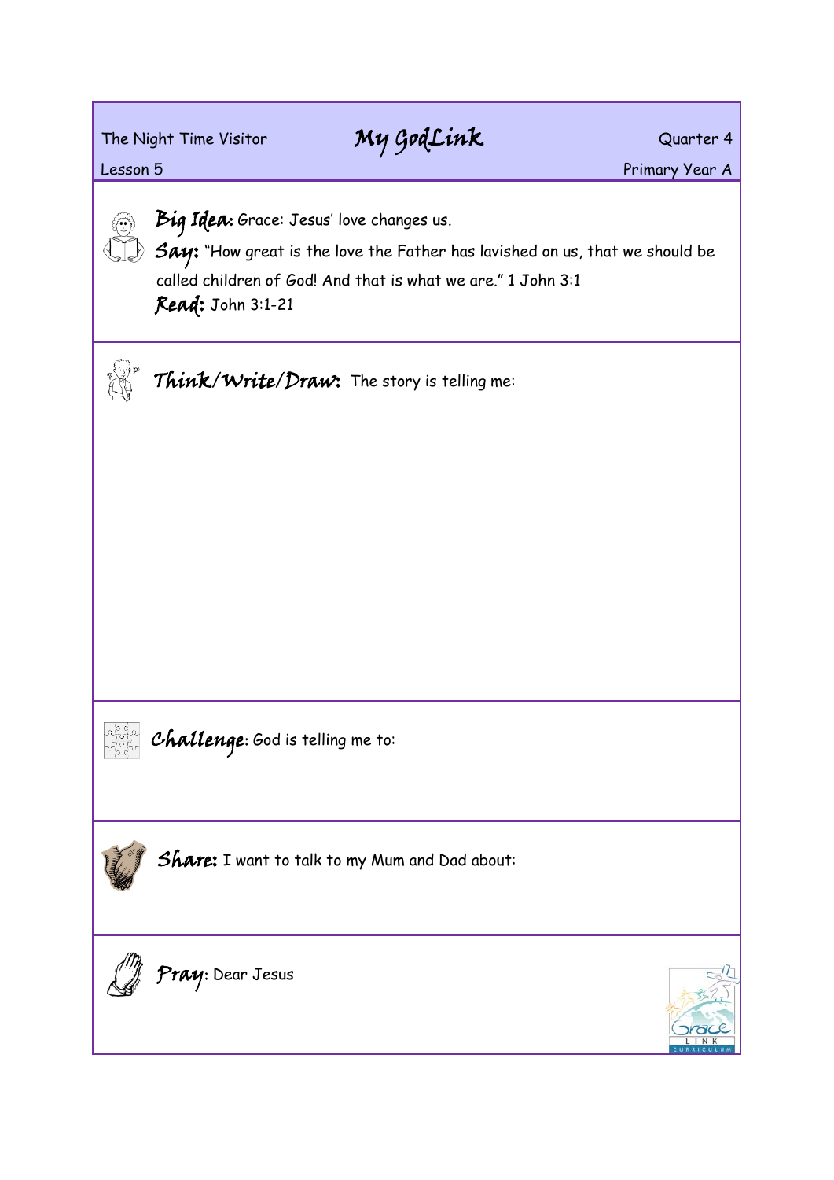The Night Time Visitor

# My GodLink

Quarter 4

Lesson 5

Primary Year A

**Big Idea:** Grace: Jesus' love changes us.

**Say:** "How great is the love the Father has lavished on us, that we should be called children of God! And that is what we are." 1 John 3:1

**Read:** John 3:1-21

**Think/Write/Draw:** The story is telling me:

**Challenge**: God is telling me to:

**Share:** I want to talk to my Mum and Dad about:

**Pray**: Dear Jesus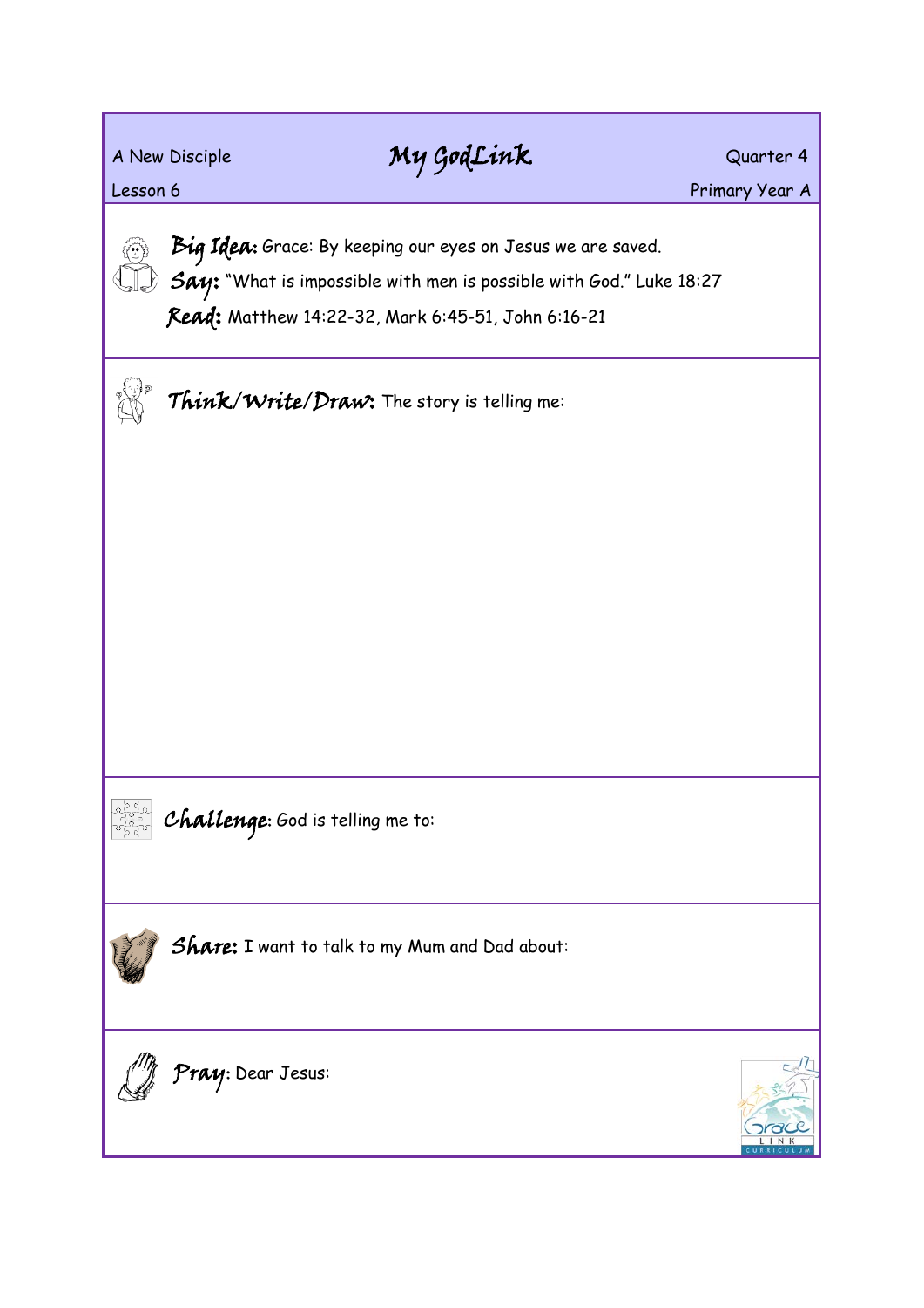A New Disciple

Lesson 6

# My GodLink

Quarter 4

Primary Year A

**Big Idea:** Grace: By keeping our eyes on Jesus we are saved.

**Say:** "What is impossible with men is possible with God." Luke 18:27

**Read:** Matthew 14:22-32, Mark 6:45-51, John 6:16-21

**Think/Write/Draw:** The story is telling me:

**Challenge:** God is telling me to:

**Share:** I want to talk to my Mum and Dad about:

**Pray:** Dear Jesus: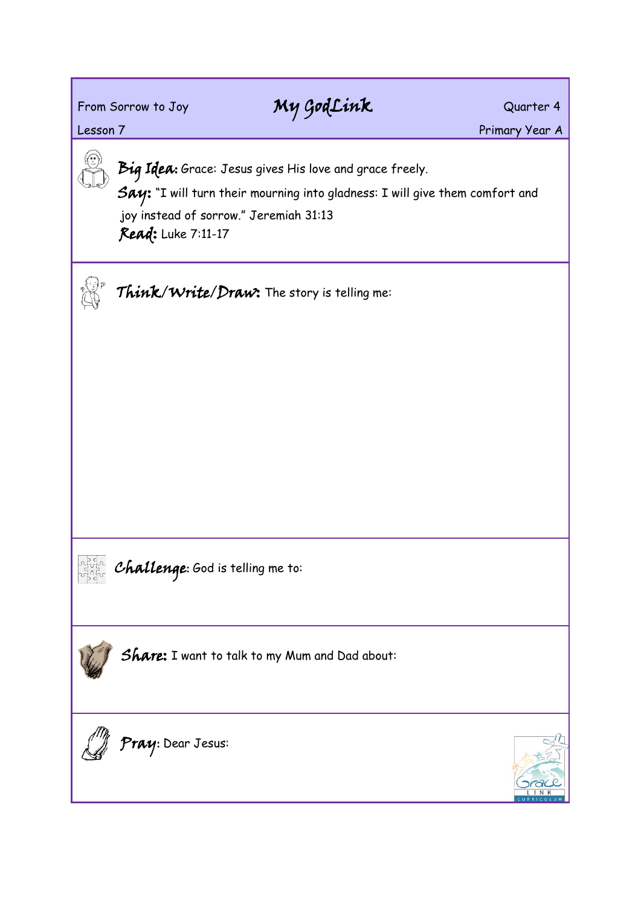From Sorrow to Joy

# My GodLink

Quarter 4

Lesson 7

Primary Year A

**Big Idea:** Grace: Jesus gives His love and grace freely.

**Say:** "I will turn their mourning into gladness: I will give them comfort and joy instead of sorrow." Jeremiah 31:13

**Read:** Luke 7:11-17

**Think/Write/Draw:** The story is telling me:

**Challenge:** God is telling me to:

**Share:** I want to talk to my Mum and Dad about:

**Pray:** Dear Jesus: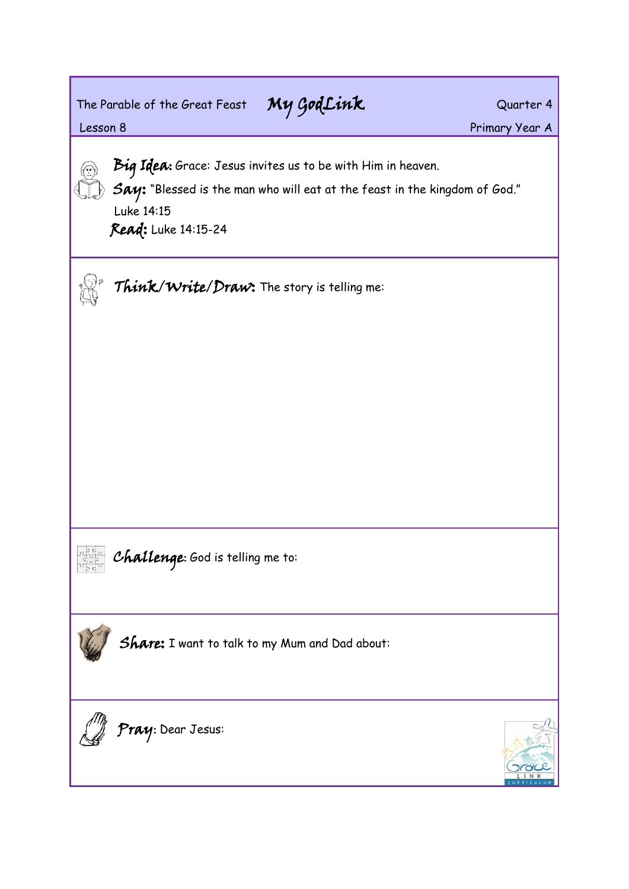The Parable of the Great Feast

# My GodLink

Quarter 4

Lesson 8

Primary Year A

**Big Idea:** Grace: Jesus invites us to be with Him in heaven.

**Say:** "Blessed is the man who will eat at the feast in the kingdom of God." Luke 14:15

**Read:** Luke 14:15-24

**Think/Write/Draw:** The story is telling me:

**Challenge:** God is telling me to:

**Share:** I want to talk to my Mum and Dad about:

**Pray:** Dear Jesus: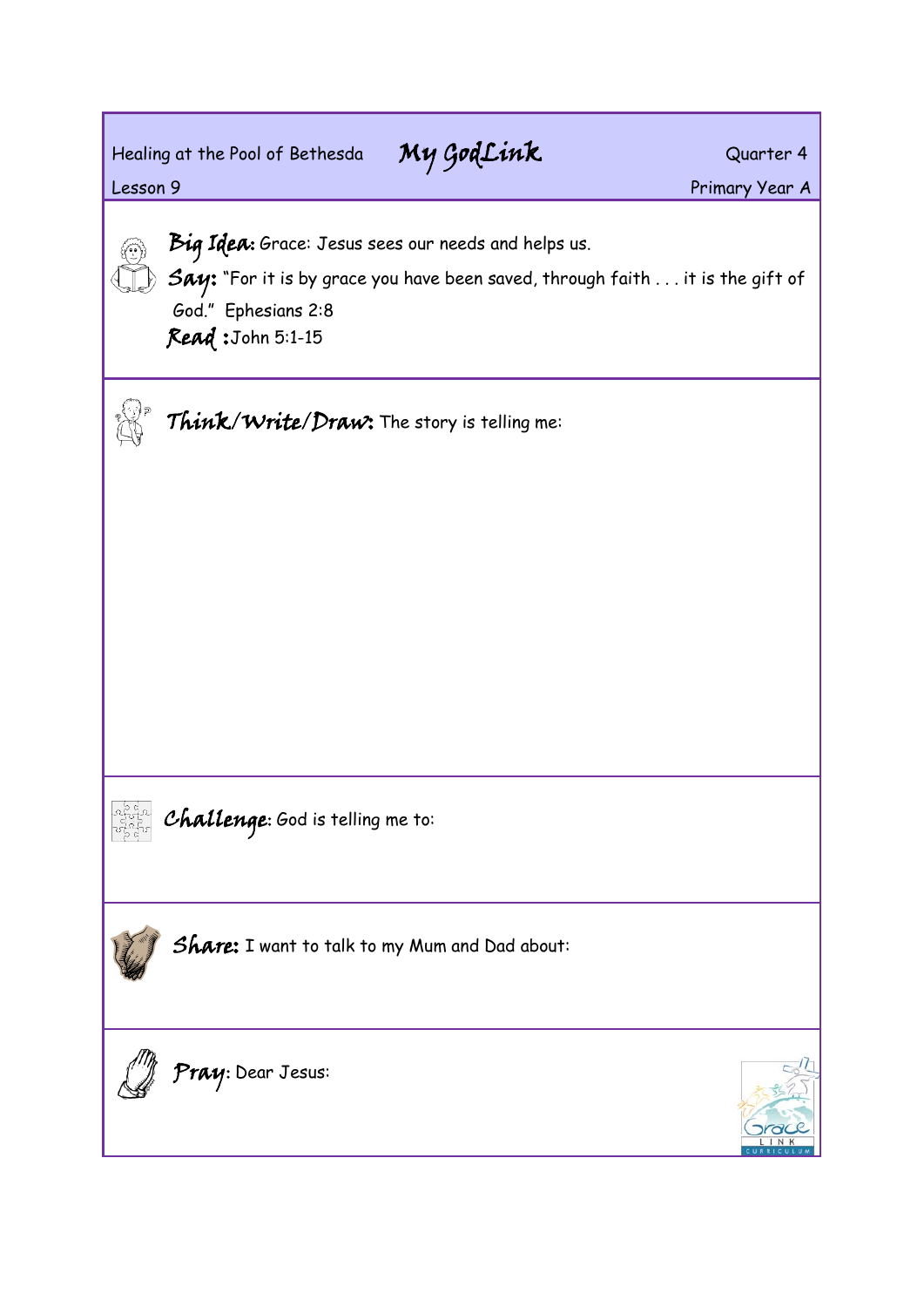Healing at the Pool of Bethesda

# My GodLink

Quarter 4

Lesson 9

Primary Year A

**Big Idea:** Grace: Jesus sees our needs and helps us.

**Say:** "For it is by grace you have been saved, through faith . . . it is the gift of God." Ephesians 2:8

**Read :** John 5:1-15

**Think/Write/Draw:** The story is telling me:

**Challenge:** God is telling me to:

**Share:** I want to talk to my Mum and Dad about:

**Pray:** Dear Jesus: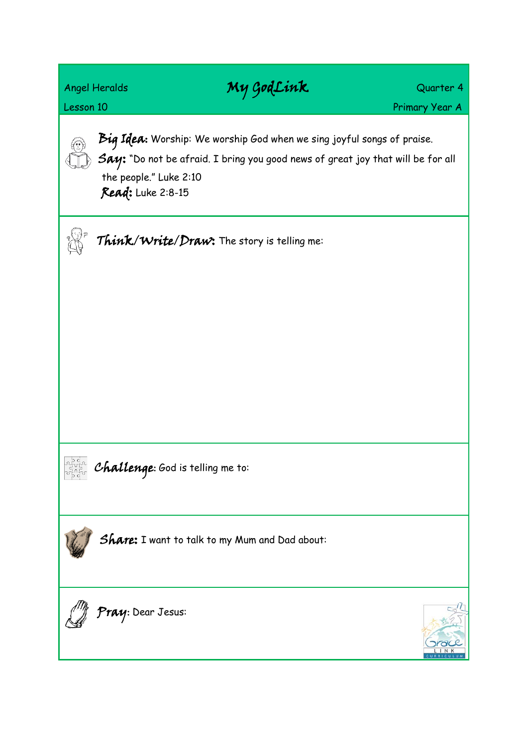Angel Heralds | **My GodLink** | Quarter 4

Lesson 10 | Primary Year A

**Big Idea:** Worship: We worship God when we sing joyful songs of praise.

**Say:** "Do not be afraid. I bring you good news of great joy that will be for all the people." Luke 2:10

**Read:** Luke 2:8-15

**Think/Write/Draw:** The story is telling me:

**Challenge:** God is telling me to:

**Share:** I want to talk to my Mum and Dad about:

**Pray:** Dear Jesus: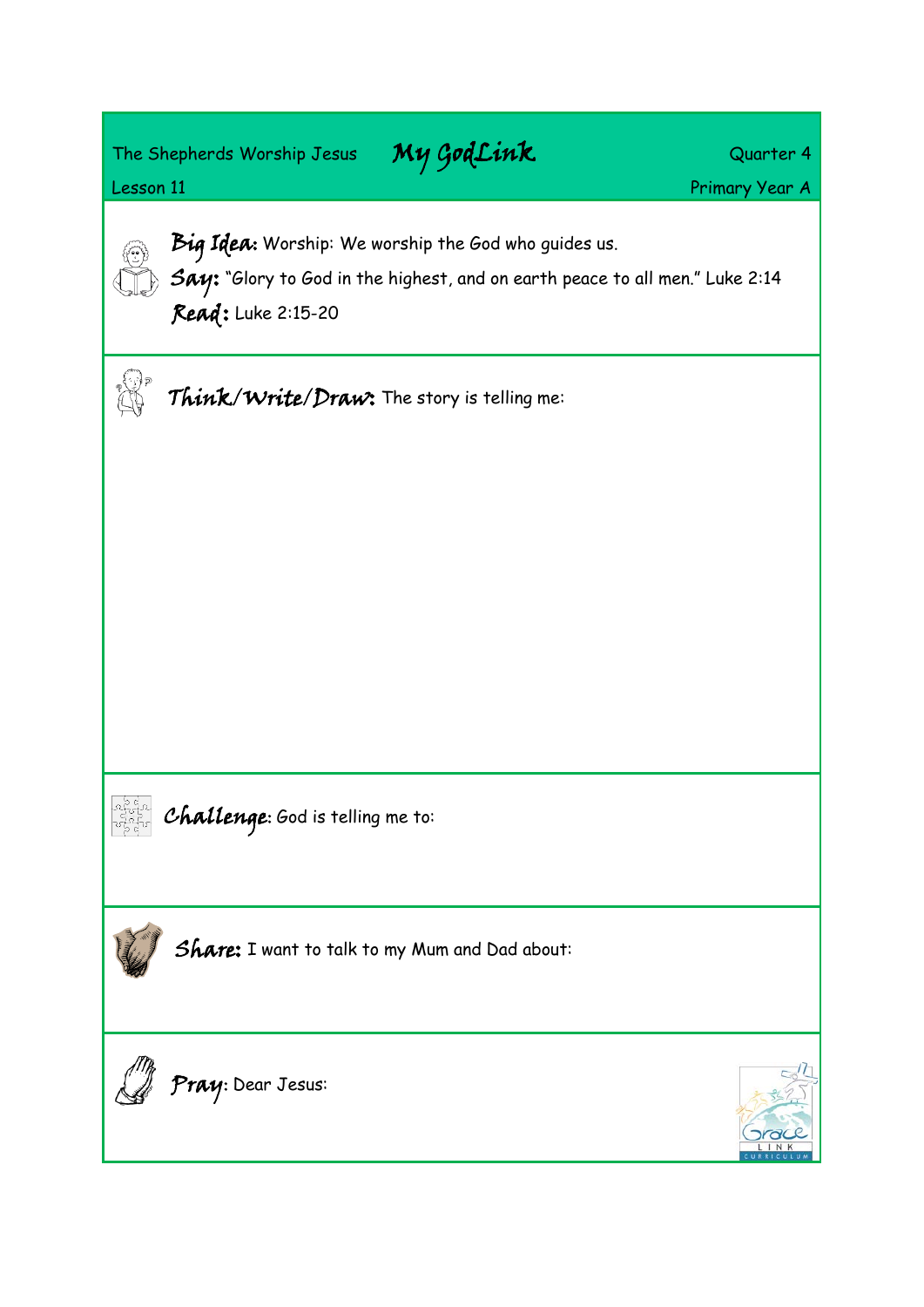The Shepherds Worship Jesus **My GodLink** Quarter 4

Lesson 11 Primary Year A

**Big Idea:** Worship: We worship the God who guides us.

**Say:** "Glory to God in the highest, and on earth peace to all men." Luke 2:14

**Read:** Luke 2:15-20

**Think/Write/Draw:** The story is telling me:

**Challenge:** God is telling me to:

**Share:** I want to talk to my Mum and Dad about:

**Pray:** Dear Jesus: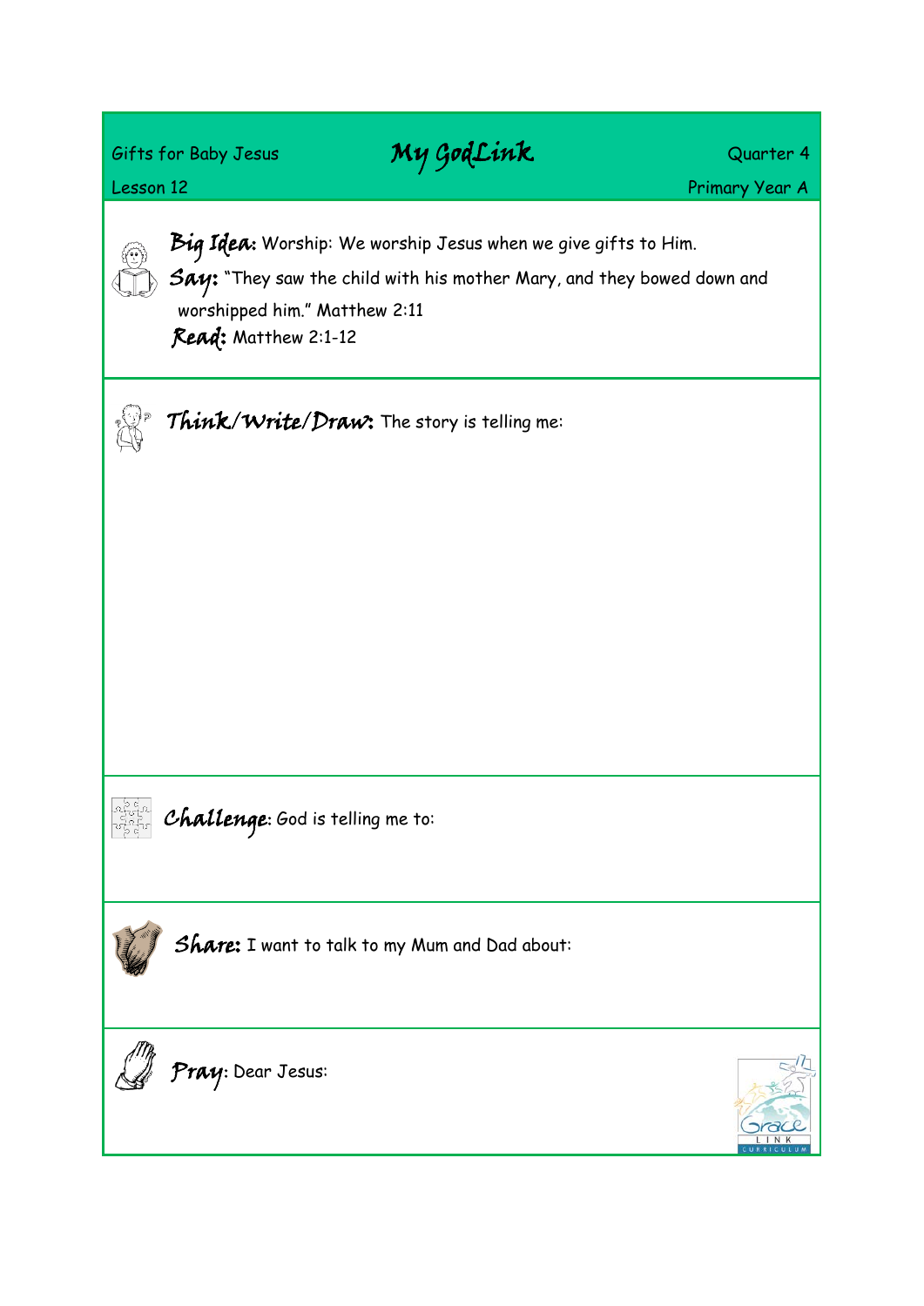Gifts for Baby Jesus

Lesson 12

# My GodLink

Quarter 4

Primary Year A

**Big Idea:** Worship: We worship Jesus when we give gifts to Him.

**Say:** "They saw the child with his mother Mary, and they bowed down and worshipped him." Matthew 2:11

**Read:** Matthew 2:1-12

**Think/Write/Draw:** The story is telling me:

**Challenge:** God is telling me to:

**Share:** I want to talk to my Mum and Dad about:

**Pray:** Dear Jesus: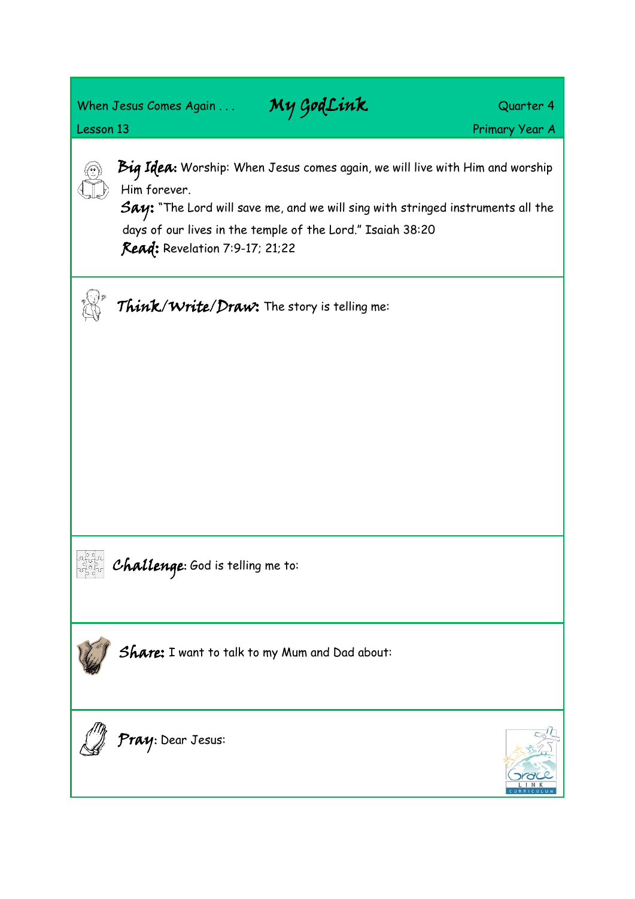When Jesus Comes Again . . .

# My GodLink

Quarter 4

Lesson 13

Primary Year A

**Big Idea:** Worship: When Jesus comes again, we will live with Him and worship Him forever.

**Say:** "The Lord will save me, and we will sing with stringed instruments all the days of our lives in the temple of the Lord." Isaiah 38:20

**Read:** Revelation 7:9-17; 21;22

**Think/Write/Draw:** The story is telling me:

**Challenge:** God is telling me to:

**Share:** I want to talk to my Mum and Dad about:

**Pray:** Dear Jesus: